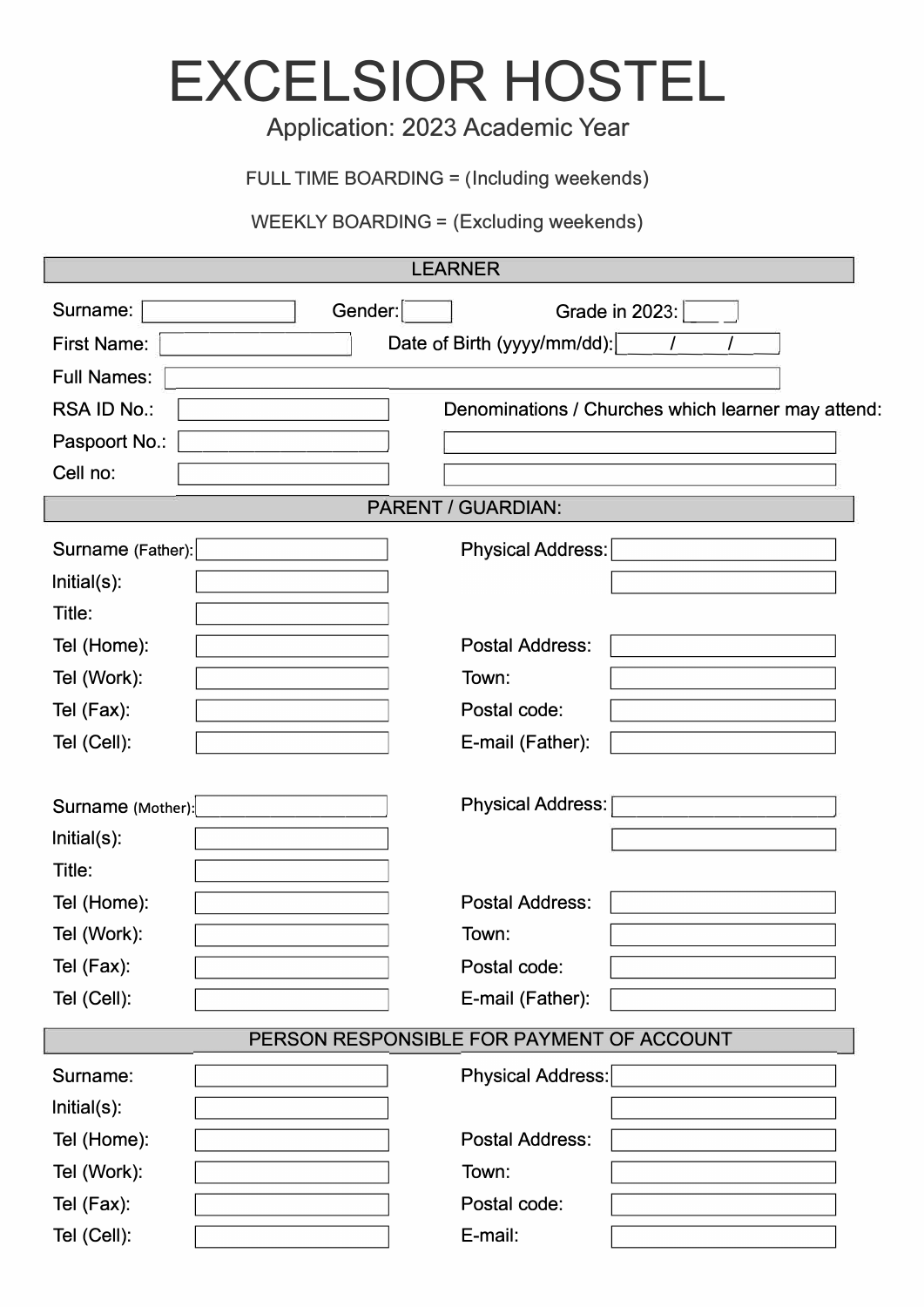# EXCELSIOR HOSTEL

Application: 2023 Academic Year

FULL TIME BOARDING = (Including weekends)

WEEKLY BOARDING = (Excluding weekends)

## LEARNER

Surname: \_\_\_\_\_\_\_\_ Gender: \_\_\_\_ Grade in 2023: \_\_\_\_

First Name: \_\_\_\_\_\_\_\_ Date of Birth (yyyy/mm/dd): \_\_\_\_ / \_\_\_\_ / \_\_\_\_

Full Names: \_\_\_\_\_\_\_\_

RSA ID No.: \_\_\_\_\_\_\_\_

Paspoort No.: \_\_\_\_\_\_\_\_

Cell no: \_\_\_\_\_\_\_\_

Denominations / Churches which learner may attend: \_\_\_\_\_\_\_\_

## PARENT / GUARDIAN:

Surname (Father): \_\_\_\_\_\_\_\_

Initial(s): \_\_\_\_\_\_\_\_

Title: \_\_\_\_\_\_\_\_

Tel (Home): \_\_\_\_\_\_\_\_

Tel (Work): \_\_\_\_\_\_\_\_

Tel (Fax): \_\_\_\_\_\_\_\_

Tel (Cell): \_\_\_\_\_\_\_\_

Physical Address: \_\_\_\_\_\_\_\_

Postal Address: \_\_\_\_\_\_\_\_

Town: \_\_\_\_\_\_\_\_

Postal code: \_\_\_\_\_\_\_\_

E-mail (Father): \_\_\_\_\_\_\_\_

Surname (Mother): \_\_\_\_\_\_\_\_

Initial(s): \_\_\_\_\_\_\_\_

Title: \_\_\_\_\_\_\_\_

Tel (Home): \_\_\_\_\_\_\_\_

Tel (Work): \_\_\_\_\_\_\_\_

Tel (Fax): \_\_\_\_\_\_\_\_

Tel (Cell): \_\_\_\_\_\_\_\_

Physical Address: \_\_\_\_\_\_\_\_

Postal Address: \_\_\_\_\_\_\_\_

Town: \_\_\_\_\_\_\_\_

Postal code: \_\_\_\_\_\_\_\_

E-mail (Father): \_\_\_\_\_\_\_\_

## PERSON RESPONSIBLE FOR PAYMENT OF ACCOUNT

Surname: \_\_\_\_\_\_\_\_

Initial(s): \_\_\_\_\_\_\_\_

Tel (Home): \_\_\_\_\_\_\_\_

Tel (Work): \_\_\_\_\_\_\_\_

Tel (Fax): \_\_\_\_\_\_\_\_

Tel (Cell): \_\_\_\_\_\_\_\_

Physical Address: \_\_\_\_\_\_\_\_

Postal Address: \_\_\_\_\_\_\_\_

Town: \_\_\_\_\_\_\_\_

Postal code: \_\_\_\_\_\_\_\_

E-mail: \_\_\_\_\_\_\_\_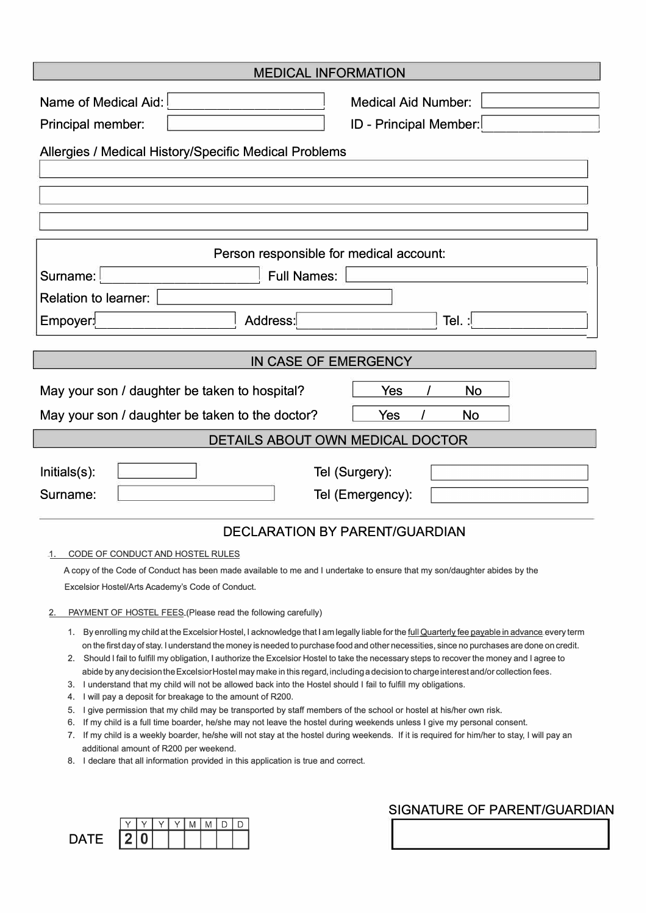## MEDICAL INFORMATION

Name of Medical Aid: ____________________ Medical Aid Number: ____________________

Principal member: ____________________ ID - Principal Member: ____________________

Allergies / Medical History/Specific Medical Problems

____________________________________________

____________________________________________

____________________________________________

Person responsible for medical account:

Surname: ____________________ Full Names: ____________________

Relation to learner: ____________________

Empoyer: ____________________ Address: ____________________ Tel. : ____________________

## IN CASE OF EMERGENCY

May your son / daughter be taken to hospital? Yes / No

May your son / daughter be taken to the doctor? Yes / No

## DETAILS ABOUT OWN MEDICAL DOCTOR

Initials(s): ____________________ Tel (Surgery): ____________________

Surname: ____________________ Tel (Emergency): ____________________

## DECLARATION BY PARENT/GUARDIAN

1. CODE OF CONDUCT AND HOSTEL RULES

   A copy of the Code of Conduct has been made available to me and I undertake to ensure that my son/daughter abides by the Excelsior Hostel/Arts Academy's Code of Conduct.

2. PAYMENT OF HOSTEL FEES (Please read the following carefully)

   1. By enrolling my child at the Excelsior Hostel, I acknowledge that I am legally liable for the full Quarterly fee payable in advance every term on the first day of stay. I understand the money is needed to purchase food and other necessities, since no purchases are done on credit.
   2. Should I fail to fulfill my obligation, I authorize the Excelsior Hostel to take the necessary steps to recover the money and I agree to abide by any decision the Excelsior Hostel may make in this regard, including a decision to charge interest and/or collection fees.
   3. I understand that my child will not be allowed back into the Hostel should I fail to fulfill my obligations.
   4. I will pay a deposit for breakage to the amount of R200.
   5. I give permission that my child may be transported by staff members of the school or hostel at his/her own risk.
   6. If my child is a full time boarder, he/she may not leave the hostel during weekends unless I give my personal consent.
   7. If my child is a weekly boarder, he/she will not stay at the hostel during weekends. If it is required for him/her to stay, I will pay an additional amount of R200 per weekend.
   8. I declare that all information provided in this application is true and correct.

| Y | Y | Y | Y | M | M | D | D |
|---|---|---|---|---|---|---|---|
| 2 | 0 | | | | | | |

DATE

SIGNATURE OF PARENT/GUARDIAN ____________________